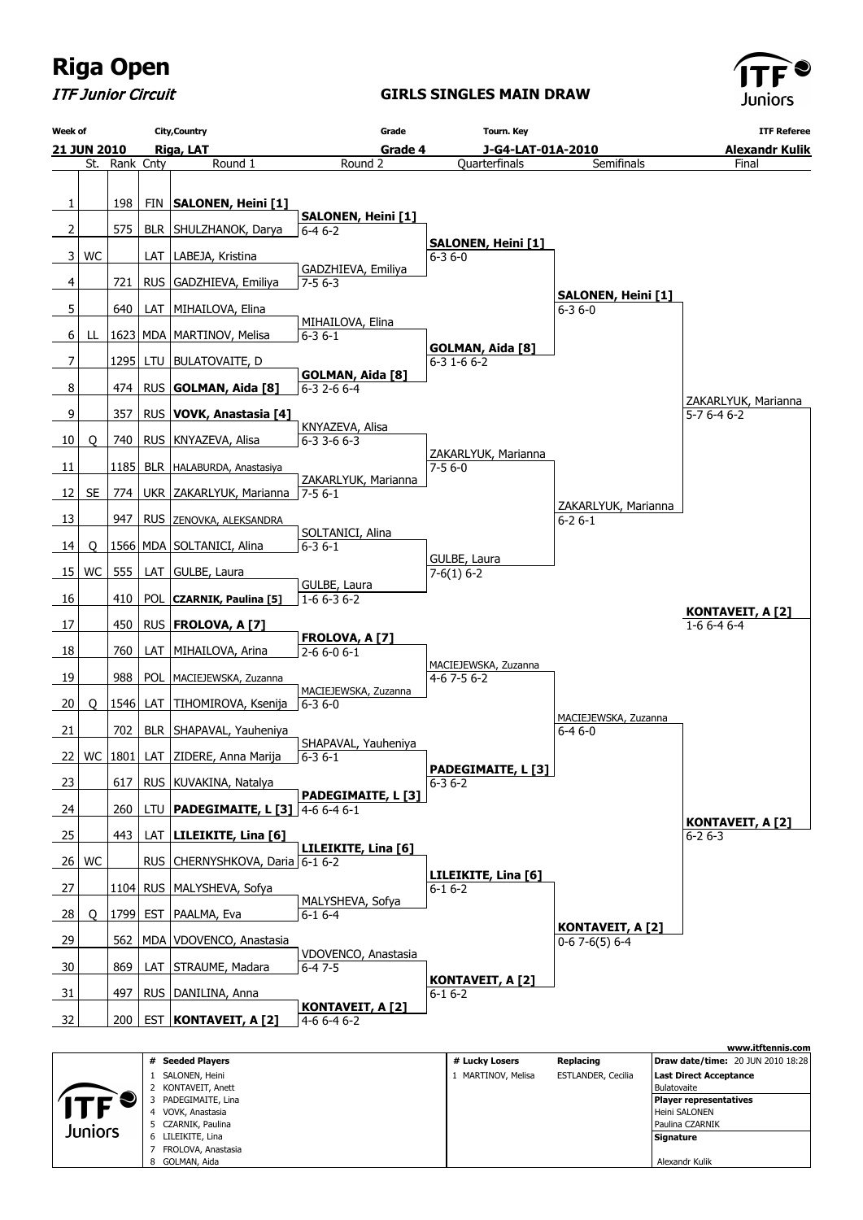# Riga Open

*ITF Junior Circuit*

**GIRLS SINGLES MAIN DRAW**

| Week of | City,Country | Grade | Tourn. Key | ITF Referee |
|---|---|---|---|---|
| 21 JUN 2010 | Riga, LAT | Grade 4 | J-G4-LAT-01A-2010 | Alexandr Kulik |

| # | St. | Rank | Cnty | Round 1 | Round 2 | Quarterfinals | Semifinals | Final |
|---|---|---|---|---|---|---|---|---|
| 1 | | 198 | FIN | **SALONEN, Heini [1]** | **SALONEN, Heini [1]** 6-4 6-2 | **SALONEN, Heini [1]** 6-3 6-0 | **SALONEN, Heini [1]** 6-3 6-0 | ZAKARLYUK, Marianna 5-7 6-4 6-2 |
| 2 | | 575 | BLR | SHULZHANOK, Darya | | | | |
| 3 | WC | | LAT | LABEJA, Kristina | GADZHIEVA, Emiliya 7-5 6-3 | | | |
| 4 | | 721 | RUS | GADZHIEVA, Emiliya | | | | |
| 5 | | 640 | LAT | MIHAILOVA, Elina | MIHAILOVA, Elina 6-3 6-1 | **GOLMAN, Aida [8]** 6-3 1-6 6-2 | | |
| 6 | LL | 1623 | MDA | MARTINOV, Melisa | | | | |
| 7 | | 1295 | LTU | BULATOVAITE, D | **GOLMAN, Aida [8]** 6-3 2-6 6-4 | | | |
| 8 | | 474 | RUS | **GOLMAN, Aida [8]** | | | | |
| 9 | | 357 | RUS | **VOVK, Anastasia [4]** | KNYAZEVA, Alisa 6-3 3-6 6-3 | ZAKARLYUK, Marianna 7-5 6-0 | ZAKARLYUK, Marianna 6-2 6-1 | |
| 10 | Q | 740 | RUS | KNYAZEVA, Alisa | | | | |
| 11 | | 1185 | BLR | HALABURDA, Anastasiya | ZAKARLYUK, Marianna 7-5 6-1 | | | |
| 12 | SE | 774 | UKR | ZAKARLYUK, Marianna | | | | |
| 13 | | 947 | RUS | ZENOVKA, ALEKSANDRA | SOLTANICI, Alina 6-3 6-1 | GULBE, Laura 7-6(1) 6-2 | | |
| 14 | Q | 1566 | MDA | SOLTANICI, Alina | | | | |
| 15 | WC | 555 | LAT | GULBE, Laura | GULBE, Laura 1-6 6-3 6-2 | | | |
| 16 | | 410 | POL | **CZARNIK, Paulina [5]** | | | | |
| 17 | | 450 | RUS | **FROLOVA, A [7]** | **FROLOVA, A [7]** 2-6 6-0 6-1 | MACIEJEWSKA, Zuzanna 4-6 7-5 6-2 | MACIEJEWSKA, Zuzanna 6-4 6-0 | **KONTAVEIT, A [2]** 6-2 6-3 |
| 18 | | 760 | LAT | MIHAILOVA, Arina | | | | |
| 19 | | 988 | POL | MACIEJEWSKA, Zuzanna | MACIEJEWSKA, Zuzanna 6-3 6-0 | | | |
| 20 | Q | 1546 | LAT | TIHOMIROVA, Ksenija | | | | |
| 21 | | 702 | BLR | SHAPAVAL, Yauheniya | SHAPAVAL, Yauheniya 6-3 6-1 | **PADEGIMAITE, L [3]** 6-3 6-2 | | |
| 22 | WC | 1801 | LAT | ZIDERE, Anna Marija | | | | |
| 23 | | 617 | RUS | KUVAKINA, Natalya | **PADEGIMAITE, L [3]** 4-6 6-4 6-1 | | | |
| 24 | | 260 | LTU | **PADEGIMAITE, L [3]** | | | | |
| 25 | | 443 | LAT | **LILEIKITE, Lina [6]** | **LILEIKITE, Lina [6]** 6-1 6-2 | **LILEIKITE, Lina [6]** 6-1 6-2 | **KONTAVEIT, A [2]** 0-6 7-6(5) 6-4 | |
| 26 | WC | | RUS | CHERNYSHKOVA, Daria | | | | |
| 27 | | 1104 | RUS | MALYSHEVA, Sofya | MALYSHEVA, Sofya 6-1 6-4 | | | |
| 28 | Q | 1799 | EST | PAALMA, Eva | | | | |
| 29 | | 562 | MDA | VDOVENCO, Anastasia | VDOVENCO, Anastasia 6-4 7-5 | **KONTAVEIT, A [2]** 6-1 6-2 | | |
| 30 | | 869 | LAT | STRAUME, Madara | | | | |
| 31 | | 497 | RUS | DANILINA, Anna | **KONTAVEIT, A [2]** 4-6 6-4 6-2 | | | |
| 32 | | 200 | EST | **KONTAVEIT, A [2]** | | | | |

**Winner: KONTAVEIT, A [2]** 1-6 6-4 6-4

www.itftennis.com

| # | Seeded Players |
|---|---|
| 1 | SALONEN, Heini |
| 2 | KONTAVEIT, Anett |
| 3 | PADEGIMAITE, Lina |
| 4 | VOVK, Anastasia |
| 5 | CZARNIK, Paulina |
| 6 | LILEIKITE, Lina |
| 7 | FROLOVA, Anastasia |
| 8 | GOLMAN, Aida |

| # Lucky Losers | Replacing |
|---|---|
| 1 MARTINOV, Melisa | ESTLANDER, Cecilia |

**Draw date/time:** 20 JUN 2010 18:28

**Last Direct Acceptance**
Bulatovaite

**Player representatives**
Heini SALONEN
Paulina CZARNIK

**Signature**

Alexandr Kulik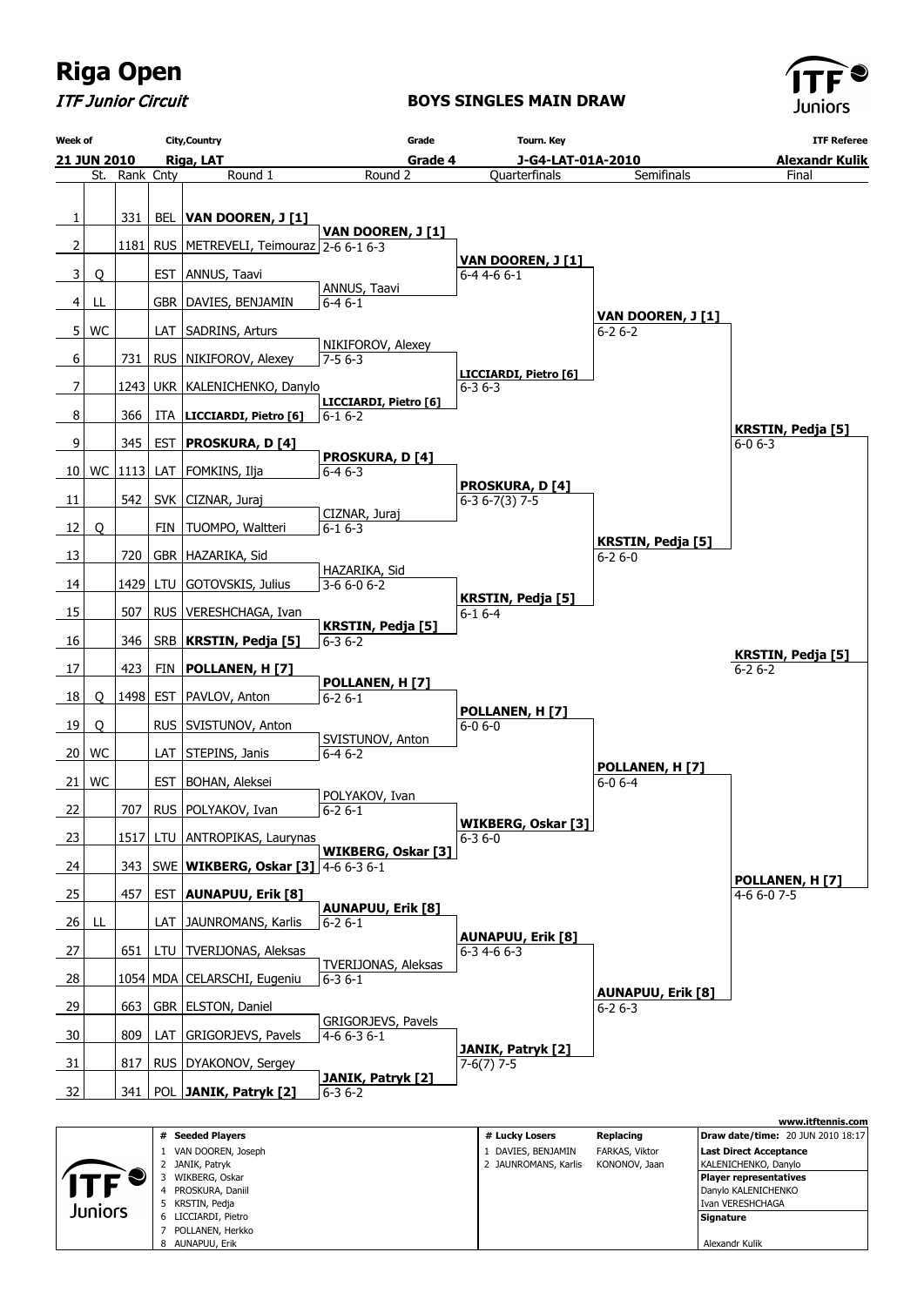# Riga Open

*ITF Junior Circuit*

## BOYS SINGLES MAIN DRAW

| Week of | City,Country | Grade | Tourn. Key | ITF Referee |
|---|---|---|---|---|
| 21 JUN 2010 | Riga, LAT | Grade 4 | J-G4-LAT-01A-2010 | Alexandr Kulik |

| # | St. | Rank | Cnty | Round 1 | Round 2 | Quarterfinals | Semifinals | Final |
|---|---|---|---|---|---|---|---|---|
| 1 | | 331 | BEL | **VAN DOOREN, J [1]** | | | | |
| 2 | | 1181 | RUS | METREVELI, Teimouraz | **VAN DOOREN, J [1]** 2-6 6-1 6-3 | | | |
| 3 | Q | | EST | ANNUS, Taavi | | **VAN DOOREN, J [1]** 6-4 4-6 6-1 | | |
| 4 | LL | | GBR | DAVIES, BENJAMIN | ANNUS, Taavi 6-4 6-1 | | | |
| 5 | WC | | LAT | SADRINS, Arturs | | | **VAN DOOREN, J [1]** 6-2 6-2 | |
| 6 | | 731 | RUS | NIKIFOROV, Alexey | NIKIFOROV, Alexey 7-5 6-3 | | | |
| 7 | | 1243 | UKR | KALENICHENKO, Danylo | | **LICCIARDI, Pietro [6]** 6-3 6-3 | | |
| 8 | | 366 | ITA | **LICCIARDI, Pietro [6]** | **LICCIARDI, Pietro [6]** 6-1 6-2 | | | |
| 9 | | 345 | EST | **PROSKURA, D [4]** | | | | **KRSTIN, Pedja [5]** 6-0 6-3 |
| 10 | WC | 1113 | LAT | FOMKINS, Ilja | **PROSKURA, D [4]** 6-4 6-3 | | | |
| 11 | | 542 | SVK | CIZNAR, Juraj | | **PROSKURA, D [4]** 6-3 6-7(3) 7-5 | | |
| 12 | Q | | FIN | TUOMPO, Waltteri | CIZNAR, Juraj 6-1 6-3 | | | |
| 13 | | 720 | GBR | HAZARIKA, Sid | | | **KRSTIN, Pedja [5]** 6-2 6-0 | |
| 14 | | 1429 | LTU | GOTOVSKIS, Julius | HAZARIKA, Sid 3-6 6-0 6-2 | | | |
| 15 | | 507 | RUS | VERESHCHAGA, Ivan | | **KRSTIN, Pedja [5]** 6-1 6-4 | | |
| 16 | | 346 | SRB | **KRSTIN, Pedja [5]** | **KRSTIN, Pedja [5]** 6-3 6-2 | | | |
| 17 | | 423 | FIN | **POLLANEN, H [7]** | | | | **KRSTIN, Pedja [5]** 6-2 6-2 |
| 18 | Q | 1498 | EST | PAVLOV, Anton | **POLLANEN, H [7]** 6-2 6-1 | | | |
| 19 | Q | | RUS | SVISTUNOV, Anton | | **POLLANEN, H [7]** 6-0 6-0 | | |
| 20 | WC | | LAT | STEPINS, Janis | SVISTUNOV, Anton 6-4 6-2 | | | |
| 21 | WC | | EST | BOHAN, Aleksei | | | **POLLANEN, H [7]** 6-0 6-4 | |
| 22 | | 707 | RUS | POLYAKOV, Ivan | POLYAKOV, Ivan 6-2 6-1 | | | |
| 23 | | 1517 | LTU | ANTROPIKAS, Laurynas | | **WIKBERG, Oskar [3]** 6-3 6-0 | | |
| 24 | | 343 | SWE | **WIKBERG, Oskar [3]** | **WIKBERG, Oskar [3]** 4-6 6-3 6-1 | | | |
| 25 | | 457 | EST | **AUNAPUU, Erik [8]** | | | | **POLLANEN, H [7]** 4-6 6-0 7-5 |
| 26 | LL | | LAT | JAUNROMANS, Karlis | **AUNAPUU, Erik [8]** 6-2 6-1 | | | |
| 27 | | 651 | LTU | TVERIJONAS, Aleksas | | **AUNAPUU, Erik [8]** 6-3 4-6 6-3 | | |
| 28 | | 1054 | MDA | CELARSCHI, Eugeniu | TVERIJONAS, Aleksas 6-3 6-1 | | | |
| 29 | | 663 | GBR | ELSTON, Daniel | | | **AUNAPUU, Erik [8]** 6-2 6-3 | |
| 30 | | 809 | LAT | GRIGORJEVS, Pavels | GRIGORJEVS, Pavels 4-6 6-3 6-1 | | | |
| 31 | | 817 | RUS | DYAKONOV, Sergey | | **JANIK, Patryk [2]** 7-6(7) 7-5 | | |
| 32 | | 341 | POL | **JANIK, Patryk [2]** | **JANIK, Patryk [2]** 6-3 6-2 | | | |

www.itftennis.com

| # | Seeded Players |
|---|---|
| 1 | VAN DOOREN, Joseph |
| 2 | JANIK, Patryk |
| 3 | WIKBERG, Oskar |
| 4 | PROSKURA, Daniil |
| 5 | KRSTIN, Pedja |
| 6 | LICCIARDI, Pietro |
| 7 | POLLANEN, Herkko |
| 8 | AUNAPUU, Erik |

| # | Lucky Losers | Replacing |
|---|---|---|
| 1 | DAVIES, BENJAMIN | FARKAS, Viktor |
| 2 | JAUNROMANS, Karlis | KONONOV, Jaan |

**Draw date/time:** 20 JUN 2010 18:17

**Last Direct Acceptance**
KALENICHENKO, Danylo

**Player representatives**
Danylo KALENICHENKO
Ivan VERESHCHAGA

**Signature**

Alexandr Kulik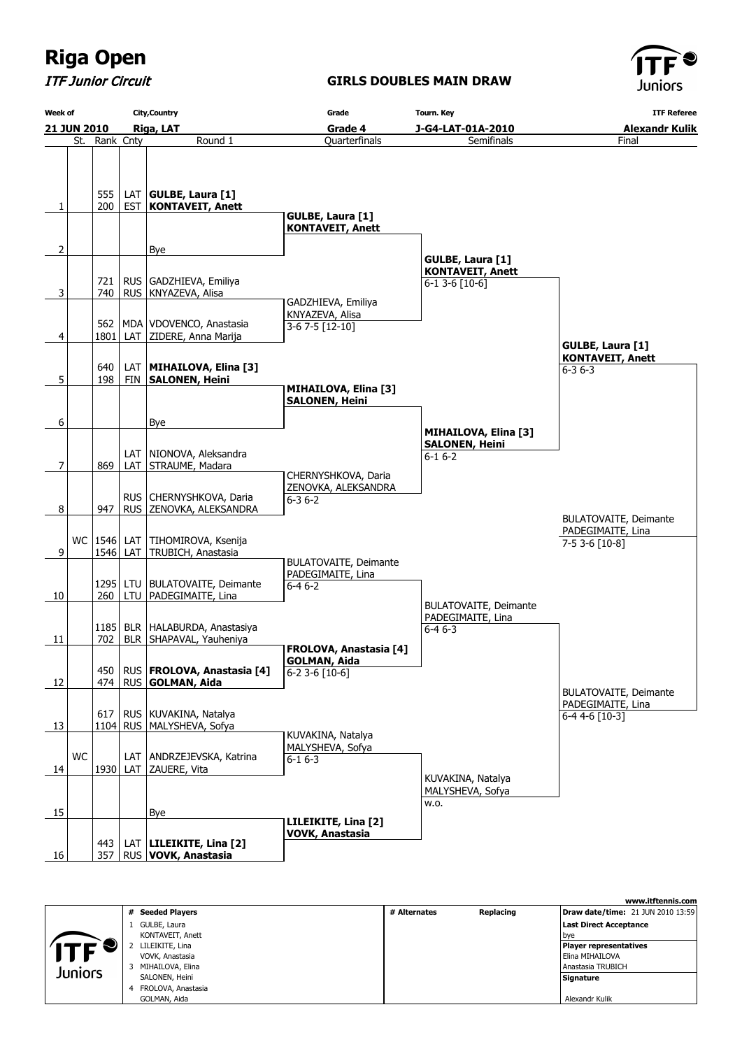# Riga Open

*ITF Junior Circuit*

**GIRLS DOUBLES MAIN DRAW**

| Week of | City,Country | Grade | Tourn. Key | ITF Referee |
|---|---|---|---|---|
| 21 JUN 2010 | Riga, LAT | Grade 4 | J-G4-LAT-01A-2010 | Alexandr Kulik |

| # | St. | Rank | Cnty | Round 1 | Quarterfinals | Semifinals | Final |
|---|---|---|---|---|---|---|---|
| 1 | | 555 / 200 | LAT / EST | **GULBE, Laura [1]** / **KONTAVEIT, Anett** | **GULBE, Laura [1]** / **KONTAVEIT, Anett** | **GULBE, Laura [1]** / **KONTAVEIT, Anett** 6-1 3-6 [10-6] | **GULBE, Laura [1]** / **KONTAVEIT, Anett** 6-3 6-3 |
| 2 | | | | Bye | | | |
| 3 | | 721 / 740 | RUS / RUS | GADZHIEVA, Emiliya / KNYAZEVA, Alisa | GADZHIEVA, Emiliya / KNYAZEVA, Alisa 3-6 7-5 [12-10] | | |
| 4 | | 562 / 1801 | MDA / LAT | VDOVENCO, Anastasia / ZIDERE, Anna Marija | | | |
| 5 | | 640 / 198 | LAT / FIN | **MIHAILOVA, Elina [3]** / **SALONEN, Heini** | **MIHAILOVA, Elina [3]** / **SALONEN, Heini** | **MIHAILOVA, Elina [3]** / **SALONEN, Heini** 6-1 6-2 | |
| 6 | | | | Bye | | | |
| 7 | | 869 | LAT / LAT | NIONOVA, Aleksandra / STRAUME, Madara | CHERNYSHKOVA, Daria / ZENOVKA, ALEKSANDRA 6-3 6-2 | | |
| 8 | | 947 | RUS / RUS | CHERNYSHKOVA, Daria / ZENOVKA, ALEKSANDRA | | | BULATOVAITE, Deimante / PADEGIMAITE, Lina 7-5 3-6 [10-8] |
| 9 | WC | 1546 / 1546 | LAT / LAT | TIHOMIROVA, Ksenija / TRUBICH, Anastasia | BULATOVAITE, Deimante / PADEGIMAITE, Lina 6-4 6-2 | | |
| 10 | | 1295 / 260 | LTU / LTU | BULATOVAITE, Deimante / PADEGIMAITE, Lina | | BULATOVAITE, Deimante / PADEGIMAITE, Lina 6-4 6-3 | |
| 11 | | 1185 / 702 | BLR / BLR | HALABURDA, Anastasiya / SHAPAVAL, Yauheniya | **FROLOVA, Anastasia [4]** / **GOLMAN, Aida** 6-2 3-6 [10-6] | | |
| 12 | | 450 / 474 | RUS / RUS | **FROLOVA, Anastasia [4]** / **GOLMAN, Aida** | | | BULATOVAITE, Deimante / PADEGIMAITE, Lina 6-4 4-6 [10-3] |
| 13 | | 617 / 1104 | RUS / RUS | KUVAKINA, Natalya / MALYSHEVA, Sofya | KUVAKINA, Natalya / MALYSHEVA, Sofya 6-1 6-3 | | |
| 14 | WC | 1930 | LAT / LAT | ANDRZEJEVSKA, Katrina / ZAUERE, Vita | | KUVAKINA, Natalya / MALYSHEVA, Sofya w.o. | |
| 15 | | | | Bye | **LILEIKITE, Lina [2]** / **VOVK, Anastasia** | | |
| 16 | | 443 / 357 | LAT / RUS | **LILEIKITE, Lina [2]** / **VOVK, Anastasia** | | | |

| # | Seeded Players | # Alternates | Replacing | |
|---|---|---|---|---|
| 1 | GULBE, Laura / KONTAVEIT, Anett | | | **Draw date/time:** 21 JUN 2010 13:59 |
| 2 | LILEIKITE, Lina / VOVK, Anastasia | | | **Last Direct Acceptance:** bye |
| 3 | MIHAILOVA, Elina / SALONEN, Heini | | | **Player representatives:** Elina MIHAILOVA, Anastasia TRUBICH |
| 4 | FROLOVA, Anastasia / GOLMAN, Aida | | | **Signature:** Alexandr Kulik |

www.itftennis.com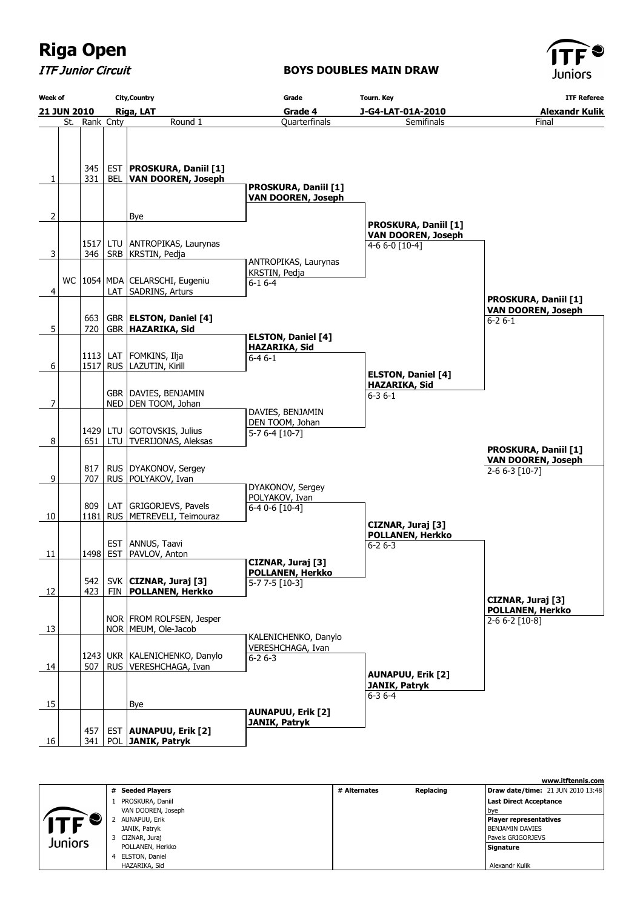# Riga Open

*ITF Junior Circuit*

**BOYS DOUBLES MAIN DRAW**

| Week of | City,Country | Grade | Tourn. Key | ITF Referee |
|---|---|---|---|---|
| 21 JUN 2010 | Riga, LAT | Grade 4 | J-G4-LAT-01A-2010 | Alexandr Kulik |

## Round 1

| | St. | Rank | Cnty | Round 1 |
|---|---|---|---|---|
| 1 | | 345 | EST | **PROSKURA, Daniil [1]** |
| | | 331 | BEL | **VAN DOOREN, Joseph** |
| 2 | | | | Bye |
| 3 | | 1517 | LTU | ANTROPIKAS, Laurynas |
| | | 346 | SRB | KRSTIN, Pedja |
| 4 | WC | 1054 | MDA | CELARSCHI, Eugeniu |
| | | | LAT | SADRINS, Arturs |
| 5 | | 663 | GBR | **ELSTON, Daniel [4]** |
| | | 720 | GBR | **HAZARIKA, Sid** |
| 6 | | 1113 | LAT | FOMKINS, Ilja |
| | | 1517 | RUS | LAZUTIN, Kirill |
| 7 | | | GBR | DAVIES, BENJAMIN |
| | | | NED | DEN TOOM, Johan |
| 8 | | 1429 | LTU | GOTOVSKIS, Julius |
| | | 651 | LTU | TVERIJONAS, Aleksas |
| 9 | | 817 | RUS | DYAKONOV, Sergey |
| | | 707 | RUS | POLYAKOV, Ivan |
| 10 | | 809 | LAT | GRIGORJEVS, Pavels |
| | | 1181 | RUS | METREVELI, Teimouraz |
| 11 | | | EST | ANNUS, Taavi |
| | | 1498 | EST | PAVLOV, Anton |
| 12 | | 542 | SVK | **CIZNAR, Juraj [3]** |
| | | 423 | FIN | **POLLANEN, Herkko** |
| 13 | | | NOR | FROM ROLFSEN, Jesper |
| | | | NOR | MEUM, Ole-Jacob |
| 14 | | 1243 | UKR | KALENICHENKO, Danylo |
| | | 507 | RUS | VERESHCHAGA, Ivan |
| 15 | | | | Bye |
| 16 | | 457 | EST | **AUNAPUU, Erik [2]** |
| | | 341 | POL | **JANIK, Patryk** |

## Quarterfinals

- **PROSKURA, Daniil [1] / VAN DOOREN, Joseph**
- ANTROPIKAS, Laurynas / KRSTIN, Pedja — 6-1 6-4
- **ELSTON, Daniel [4] / HAZARIKA, Sid** — 6-4 6-1
- DAVIES, BENJAMIN / DEN TOOM, Johan — 5-7 6-4 [10-7]
- DYAKONOV, Sergey / POLYAKOV, Ivan — 6-4 0-6 [10-4]
- **CIZNAR, Juraj [3] / POLLANEN, Herkko** — 5-7 7-5 [10-3]
- KALENICHENKO, Danylo / VERESHCHAGA, Ivan — 6-2 6-3
- **AUNAPUU, Erik [2] / JANIK, Patryk**

## Semifinals

- **PROSKURA, Daniil [1] / VAN DOOREN, Joseph** — 4-6 6-0 [10-4]
- **ELSTON, Daniel [4] / HAZARIKA, Sid** — 6-3 6-1
- **CIZNAR, Juraj [3] / POLLANEN, Herkko** — 6-2 6-3
- **AUNAPUU, Erik [2] / JANIK, Patryk** — 6-3 6-4

## Final

- **PROSKURA, Daniil [1] / VAN DOOREN, Joseph** — 6-2 6-1
- **CIZNAR, Juraj [3] / POLLANEN, Herkko** — 2-6 6-2 [10-8]

## Winner

**PROSKURA, Daniil [1] / VAN DOOREN, Joseph** — 2-6 6-3 [10-7]

---

| # | Seeded Players | # Alternates | Replacing | |
|---|---|---|---|---|
| 1 | PROSKURA, Daniil / VAN DOOREN, Joseph | | | **Draw date/time:** 21 JUN 2010 13:48 |
| 2 | AUNAPUU, Erik / JANIK, Patryk | | | **Last Direct Acceptance:** bye |
| 3 | CIZNAR, Juraj / POLLANEN, Herkko | | | **Player representatives:** BENJAMIN DAVIES, Pavels GRIGORJEVS |
| 4 | ELSTON, Daniel / HAZARIKA, Sid | | | **Signature:** Alexandr Kulik |

www.itftennis.com